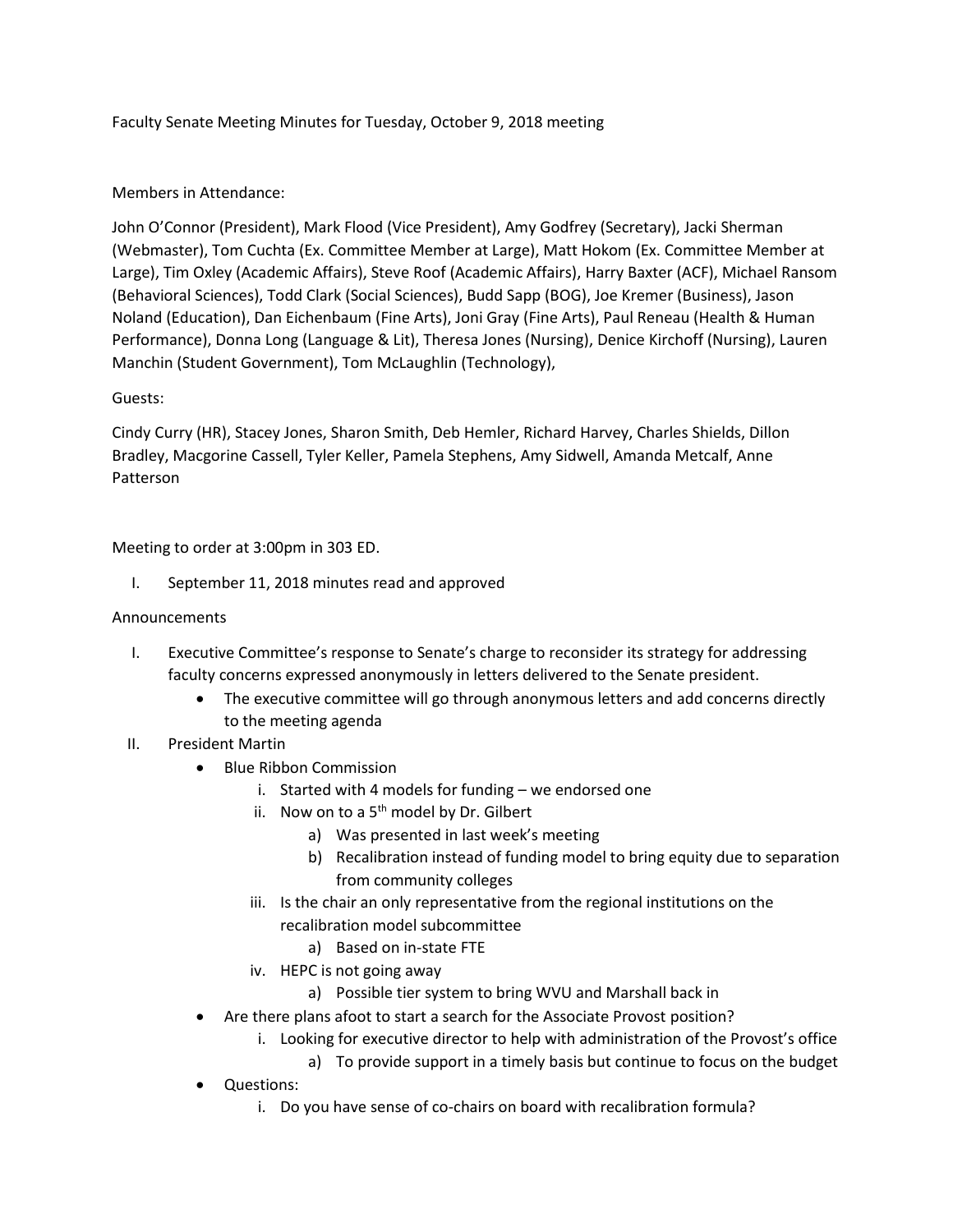Faculty Senate Meeting Minutes for Tuesday, October 9, 2018 meeting

Members in Attendance:

John O'Connor (President), Mark Flood (Vice President), Amy Godfrey (Secretary), Jacki Sherman (Webmaster), Tom Cuchta (Ex. Committee Member at Large), Matt Hokom (Ex. Committee Member at Large), Tim Oxley (Academic Affairs), Steve Roof (Academic Affairs), Harry Baxter (ACF), Michael Ransom (Behavioral Sciences), Todd Clark (Social Sciences), Budd Sapp (BOG), Joe Kremer (Business), Jason Noland (Education), Dan Eichenbaum (Fine Arts), Joni Gray (Fine Arts), Paul Reneau (Health & Human Performance), Donna Long (Language & Lit), Theresa Jones (Nursing), Denice Kirchoff (Nursing), Lauren Manchin (Student Government), Tom McLaughlin (Technology),

Guests:

Cindy Curry (HR), Stacey Jones, Sharon Smith, Deb Hemler, Richard Harvey, Charles Shields, Dillon Bradley, Macgorine Cassell, Tyler Keller, Pamela Stephens, Amy Sidwell, Amanda Metcalf, Anne Patterson

Meeting to order at 3:00pm in 303 ED.

I. September 11, 2018 minutes read and approved

Announcements

I. Executive Committee's response to Senate's charge to reconsider its strategy for addressing faculty concerns expressed anonymously in letters delivered to the Senate president.
    - The executive committee will go through anonymous letters and add concerns directly to the meeting agenda
II. President Martin
    - Blue Ribbon Commission
        i. Started with 4 models for funding – we endorsed one
        ii. Now on to a 5th model by Dr. Gilbert
            a) Was presented in last week's meeting
            b) Recalibration instead of funding model to bring equity due to separation from community colleges
        iii. Is the chair an only representative from the regional institutions on the recalibration model subcommittee
            a) Based on in-state FTE
        iv. HEPC is not going away
            a) Possible tier system to bring WVU and Marshall back in
    - Are there plans afoot to start a search for the Associate Provost position?
        i. Looking for executive director to help with administration of the Provost's office
            a) To provide support in a timely basis but continue to focus on the budget
    - Questions:
        i. Do you have sense of co-chairs on board with recalibration formula?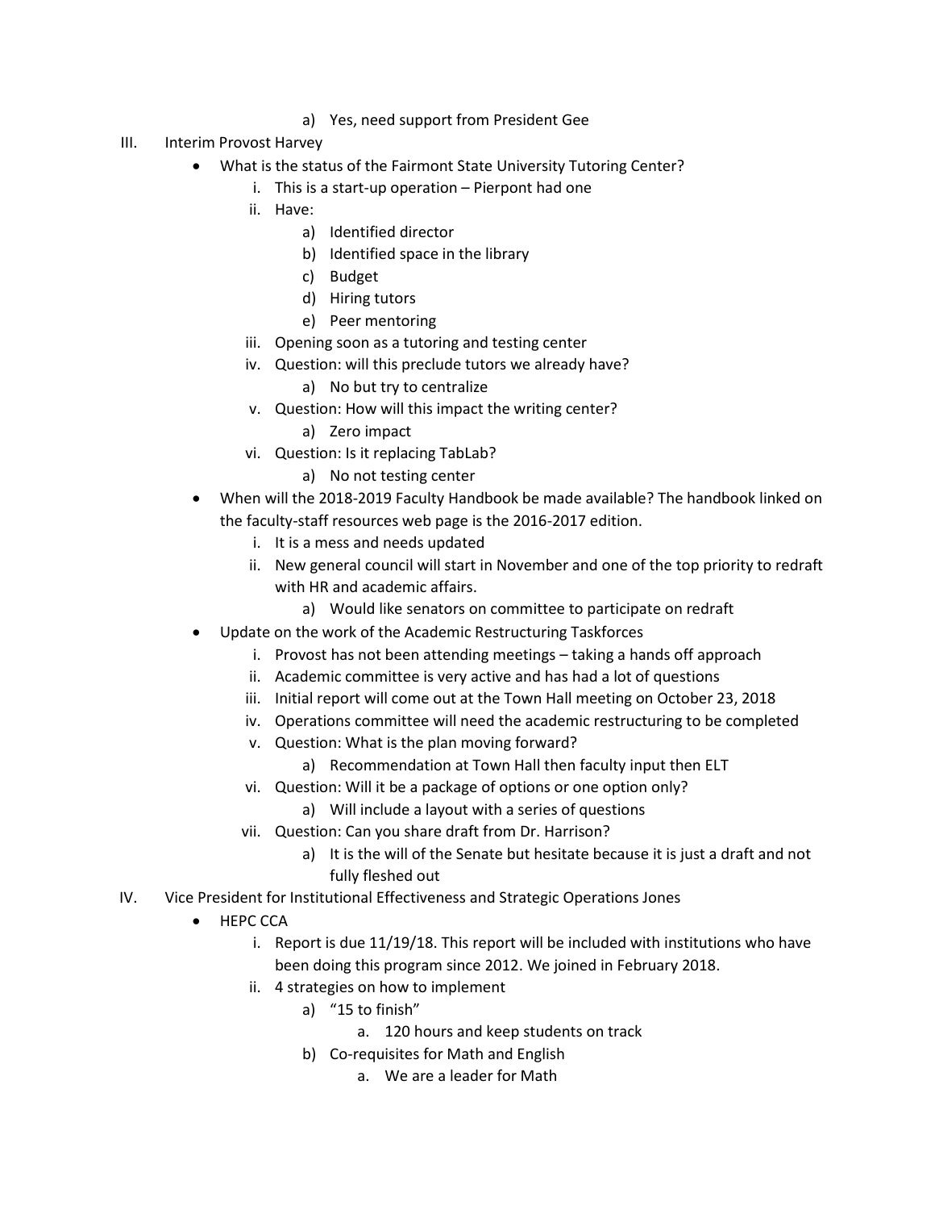a) Yes, need support from President Gee

III. Interim Provost Harvey

- What is the status of the Fairmont State University Tutoring Center?
    - i. This is a start-up operation – Pierpont had one
    - ii. Have:
        - a) Identified director
        - b) Identified space in the library
        - c) Budget
        - d) Hiring tutors
        - e) Peer mentoring
    - iii. Opening soon as a tutoring and testing center
    - iv. Question: will this preclude tutors we already have?
        - a) No but try to centralize
    - v. Question: How will this impact the writing center?
        - a) Zero impact
    - vi. Question: Is it replacing TabLab?
        - a) No not testing center
- When will the 2018-2019 Faculty Handbook be made available? The handbook linked on the faculty-staff resources web page is the 2016-2017 edition.
    - i. It is a mess and needs updated
    - ii. New general council will start in November and one of the top priority to redraft with HR and academic affairs.
        - a) Would like senators on committee to participate on redraft
- Update on the work of the Academic Restructuring Taskforces
    - i. Provost has not been attending meetings – taking a hands off approach
    - ii. Academic committee is very active and has had a lot of questions
    - iii. Initial report will come out at the Town Hall meeting on October 23, 2018
    - iv. Operations committee will need the academic restructuring to be completed
    - v. Question: What is the plan moving forward?
        - a) Recommendation at Town Hall then faculty input then ELT
    - vi. Question: Will it be a package of options or one option only?
        - a) Will include a layout with a series of questions
    - vii. Question: Can you share draft from Dr. Harrison?
        - a) It is the will of the Senate but hesitate because it is just a draft and not fully fleshed out

IV. Vice President for Institutional Effectiveness and Strategic Operations Jones

- HEPC CCA
    - i. Report is due 11/19/18. This report will be included with institutions who have been doing this program since 2012. We joined in February 2018.
    - ii. 4 strategies on how to implement
        - a) "15 to finish"
            - a. 120 hours and keep students on track
        - b) Co-requisites for Math and English
            - a. We are a leader for Math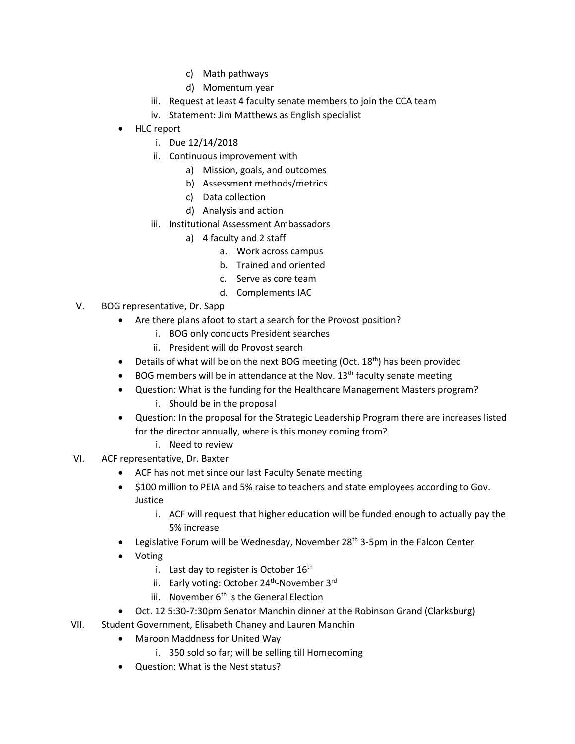c) Math pathways
            d) Momentum year
        iii. Request at least 4 faculty senate members to join the CCA team
        iv. Statement: Jim Matthews as English specialist
- HLC report
    i. Due 12/14/2018
    ii. Continuous improvement with
        a) Mission, goals, and outcomes
        b) Assessment methods/metrics
        c) Data collection
        d) Analysis and action
    iii. Institutional Assessment Ambassadors
        a) 4 faculty and 2 staff
            a. Work across campus
            b. Trained and oriented
            c. Serve as core team
            d. Complements IAC

V. BOG representative, Dr. Sapp
- Are there plans afoot to start a search for the Provost position?
    i. BOG only conducts President searches
    ii. President will do Provost search
- Details of what will be on the next BOG meeting (Oct. 18th) has been provided
- BOG members will be in attendance at the Nov. 13th faculty senate meeting
- Question: What is the funding for the Healthcare Management Masters program?
    i. Should be in the proposal
- Question: In the proposal for the Strategic Leadership Program there are increases listed for the director annually, where is this money coming from?
    i. Need to review

VI. ACF representative, Dr. Baxter
- ACF has not met since our last Faculty Senate meeting
- $100 million to PEIA and 5% raise to teachers and state employees according to Gov. Justice
    i. ACF will request that higher education will be funded enough to actually pay the 5% increase
- Legislative Forum will be Wednesday, November 28th 3-5pm in the Falcon Center
- Voting
    i. Last day to register is October 16th
    ii. Early voting: October 24th-November 3rd
    iii. November 6th is the General Election
- Oct. 12 5:30-7:30pm Senator Manchin dinner at the Robinson Grand (Clarksburg)

VII. Student Government, Elisabeth Chaney and Lauren Manchin
- Maroon Maddness for United Way
    i. 350 sold so far; will be selling till Homecoming
- Question: What is the Nest status?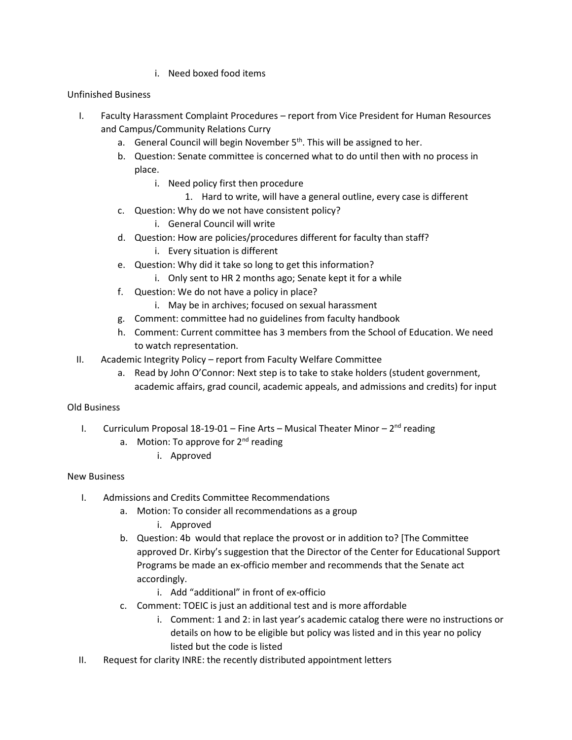i. Need boxed food items

Unfinished Business

I. Faculty Harassment Complaint Procedures – report from Vice President for Human Resources and Campus/Community Relations Curry
   a. General Council will begin November 5th. This will be assigned to her.
   b. Question: Senate committee is concerned what to do until then with no process in place.
      i. Need policy first then procedure
         1. Hard to write, will have a general outline, every case is different
   c. Question: Why do we not have consistent policy?
      i. General Council will write
   d. Question: How are policies/procedures different for faculty than staff?
      i. Every situation is different
   e. Question: Why did it take so long to get this information?
      i. Only sent to HR 2 months ago; Senate kept it for a while
   f. Question: We do not have a policy in place?
      i. May be in archives; focused on sexual harassment
   g. Comment: committee had no guidelines from faculty handbook
   h. Comment: Current committee has 3 members from the School of Education. We need to watch representation.

II. Academic Integrity Policy – report from Faculty Welfare Committee
   a. Read by John O'Connor: Next step is to take to stake holders (student government, academic affairs, grad council, academic appeals, and admissions and credits) for input

Old Business

I. Curriculum Proposal 18-19-01 – Fine Arts – Musical Theater Minor – 2nd reading
   a. Motion: To approve for 2nd reading
      i. Approved

New Business

I. Admissions and Credits Committee Recommendations
   a. Motion: To consider all recommendations as a group
      i. Approved
   b. Question: 4b would that replace the provost or in addition to? [The Committee approved Dr. Kirby's suggestion that the Director of the Center for Educational Support Programs be made an ex-officio member and recommends that the Senate act accordingly.
      i. Add "additional" in front of ex-officio
   c. Comment: TOEIC is just an additional test and is more affordable
      i. Comment: 1 and 2: in last year's academic catalog there were no instructions or details on how to be eligible but policy was listed and in this year no policy listed but the code is listed

II. Request for clarity INRE: the recently distributed appointment letters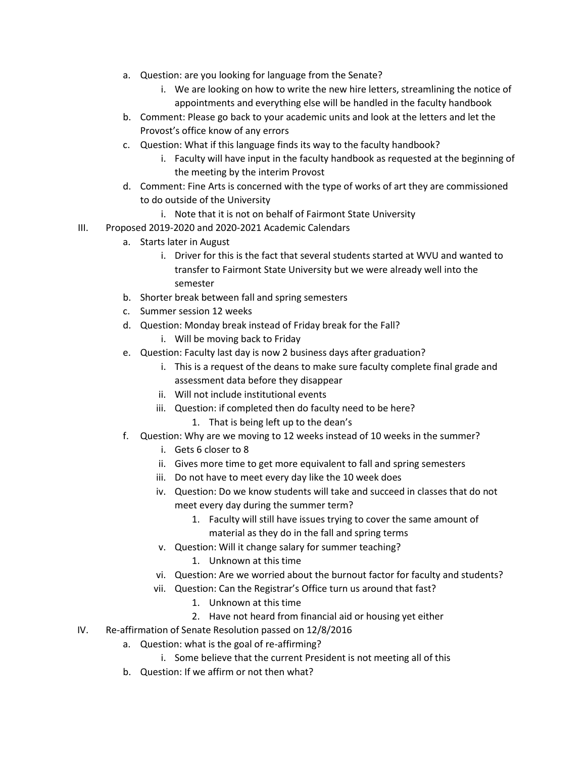a. Question: are you looking for language from the Senate?
      i. We are looking on how to write the new hire letters, streamlining the notice of appointments and everything else will be handled in the faculty handbook
   b. Comment: Please go back to your academic units and look at the letters and let the Provost's office know of any errors
   c. Question: What if this language finds its way to the faculty handbook?
      i. Faculty will have input in the faculty handbook as requested at the beginning of the meeting by the interim Provost
   d. Comment: Fine Arts is concerned with the type of works of art they are commissioned to do outside of the University
      i. Note that it is not on behalf of Fairmont State University

III. Proposed 2019-2020 and 2020-2021 Academic Calendars
   a. Starts later in August
      i. Driver for this is the fact that several students started at WVU and wanted to transfer to Fairmont State University but we were already well into the semester
   b. Shorter break between fall and spring semesters
   c. Summer session 12 weeks
   d. Question: Monday break instead of Friday break for the Fall?
      i. Will be moving back to Friday
   e. Question: Faculty last day is now 2 business days after graduation?
      i. This is a request of the deans to make sure faculty complete final grade and assessment data before they disappear
      ii. Will not include institutional events
      iii. Question: if completed then do faculty need to be here?
         1. That is being left up to the dean's
   f. Question: Why are we moving to 12 weeks instead of 10 weeks in the summer?
      i. Gets 6 closer to 8
      ii. Gives more time to get more equivalent to fall and spring semesters
      iii. Do not have to meet every day like the 10 week does
      iv. Question: Do we know students will take and succeed in classes that do not meet every day during the summer term?
         1. Faculty will still have issues trying to cover the same amount of material as they do in the fall and spring terms
      v. Question: Will it change salary for summer teaching?
         1. Unknown at this time
      vi. Question: Are we worried about the burnout factor for faculty and students?
      vii. Question: Can the Registrar's Office turn us around that fast?
         1. Unknown at this time
         2. Have not heard from financial aid or housing yet either

IV. Re-affirmation of Senate Resolution passed on 12/8/2016
   a. Question: what is the goal of re-affirming?
      i. Some believe that the current President is not meeting all of this
   b. Question: If we affirm or not then what?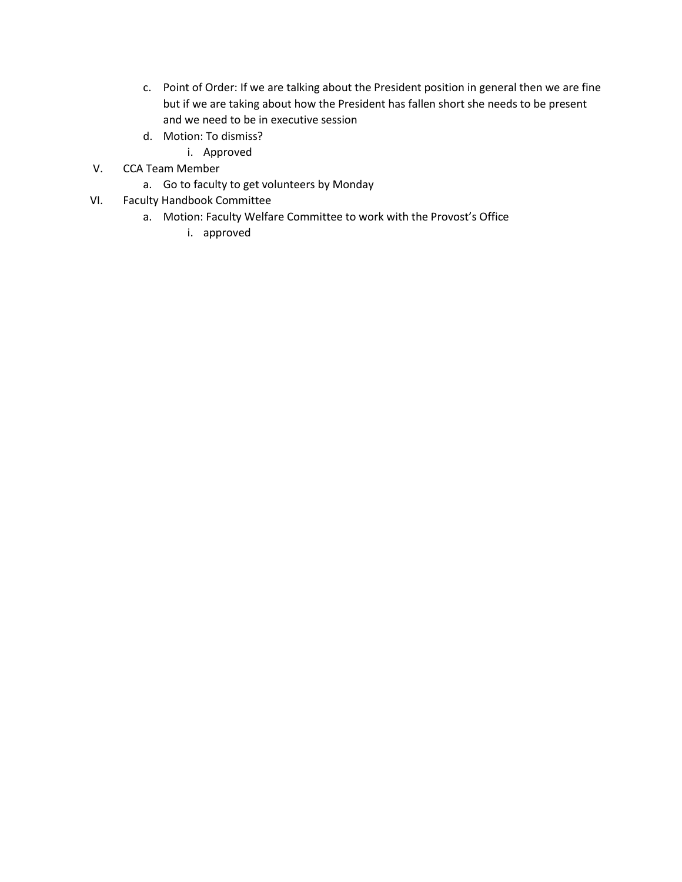c. Point of Order: If we are talking about the President position in general then we are fine but if we are taking about how the President has fallen short she needs to be present and we need to be in executive session

d. Motion: To dismiss?

    i. Approved

V. CCA Team Member

    a. Go to faculty to get volunteers by Monday

VI. Faculty Handbook Committee

    a. Motion: Faculty Welfare Committee to work with the Provost's Office

        i. approved